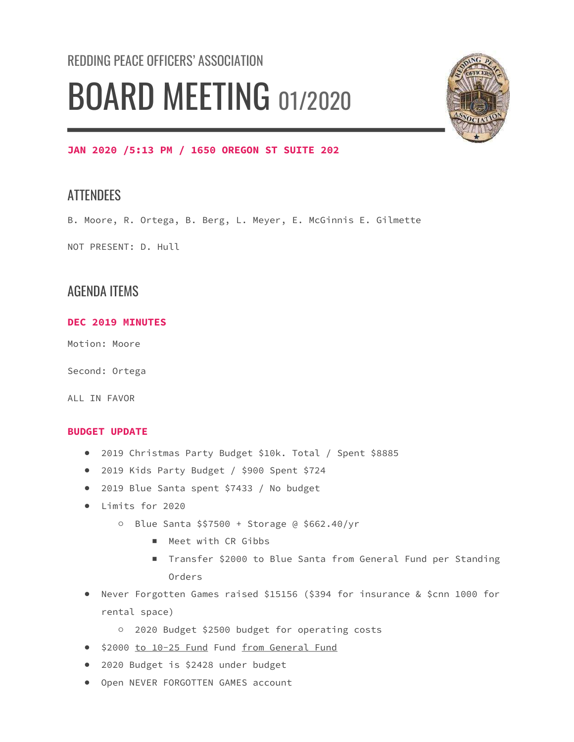REDDING PEACE OFFICERS' ASSOCIATION

# BOARD MEETING 01/2020

**JAN 2020 /5:13 PM / 1650 OREGON ST SUITE 202**

## ATTENDEES

B. Moore, R. Ortega, B. Berg, L. Meyer, E. McGinnis E. Gilmette

NOT PRESENT: D. Hull

## AGENDA ITEMS

### DEC 2019 MINUTES

Motion: Moore

Second: Ortega

ALL IN FAVOR

### BUDGET UPDATE

- 2019 Christmas Party Budget $10k. Total / Spent $8885
- 2019 Kids Party Budget / $900 Spent $724
- 2019 Blue Santa spent $7433 / No budget
- Limits for 2020
  - Blue Santa $$7500 + Storage @ $662.40/yr
    - Meet with CR Gibbs
    - Transfer $2000 to Blue Santa from General Fund per Standing Orders
- Never Forgotten Games raised $15156 ($394 for insurance & $cnn 1000 for rental space)
  - 2020 Budget $2500 budget for operating costs
- $2000 to 10-25 Fund Fund from General Fund
- 2020 Budget is $2428 under budget
- Open NEVER FORGOTTEN GAMES account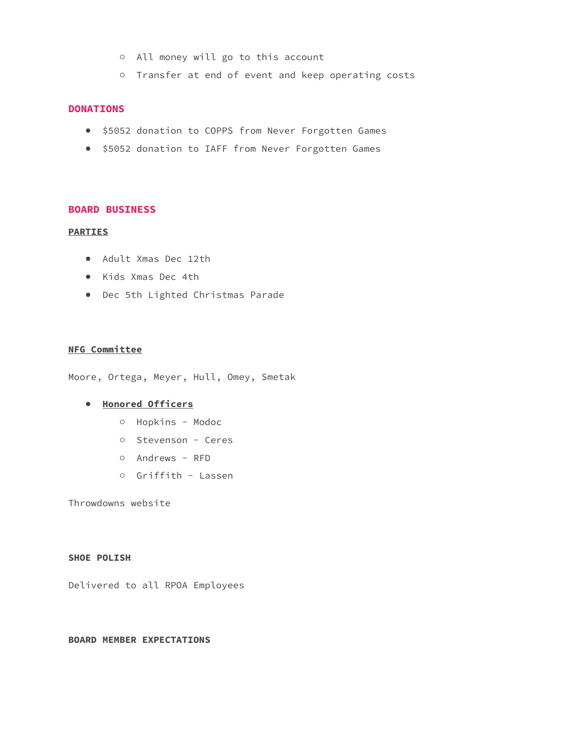- All money will go to this account
  - Transfer at end of event and keep operating costs

## DONATIONS

- $5052 donation to COPPS from Never Forgotten Games
- $5052 donation to IAFF from Never Forgotten Games

## BOARD BUSINESS

### PARTIES

- Adult Xmas Dec 12th
- Kids Xmas Dec 4th
- Dec 5th Lighted Christmas Parade

### NFG Committee

Moore, Ortega, Meyer, Hull, Omey, Smetak

- **Honored Officers**
  - Hopkins - Modoc
  - Stevenson - Ceres
  - Andrews - RFD
  - Griffith - Lassen

Throwdowns website

### SHOE POLISH

Delivered to all RPOA Employees

### BOARD MEMBER EXPECTATIONS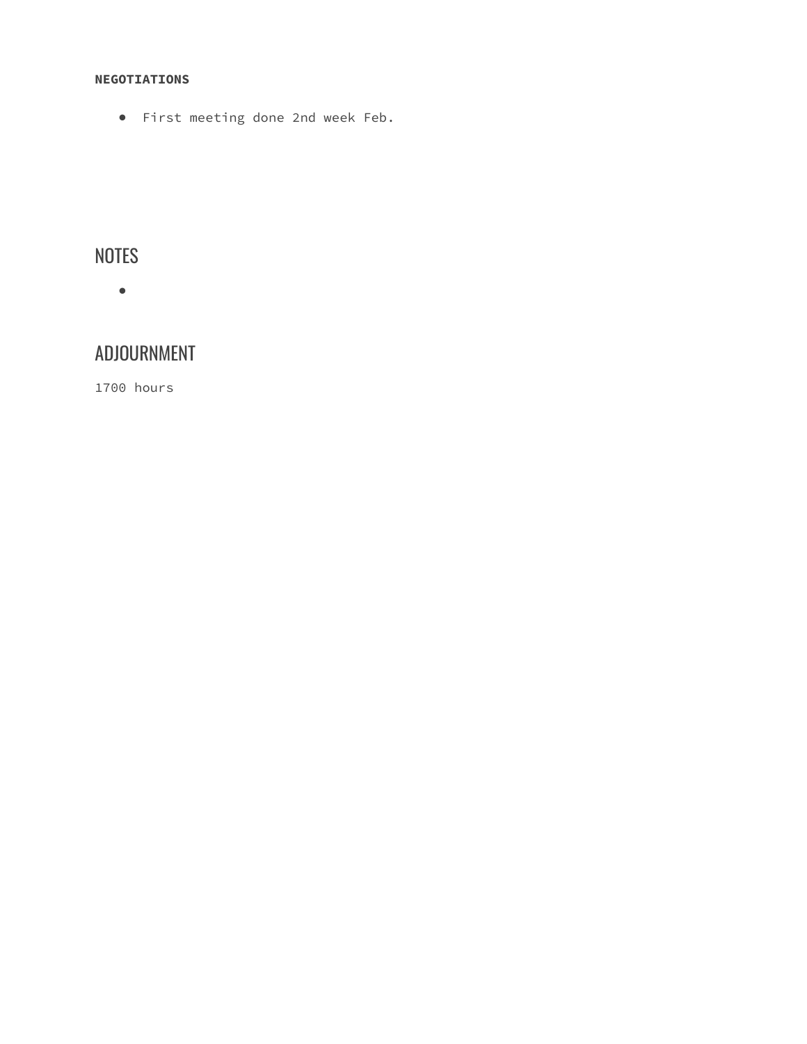**NEGOTIATIONS**

- First meeting done 2nd week Feb.

## NOTES

- 

## ADJOURNMENT

1700 hours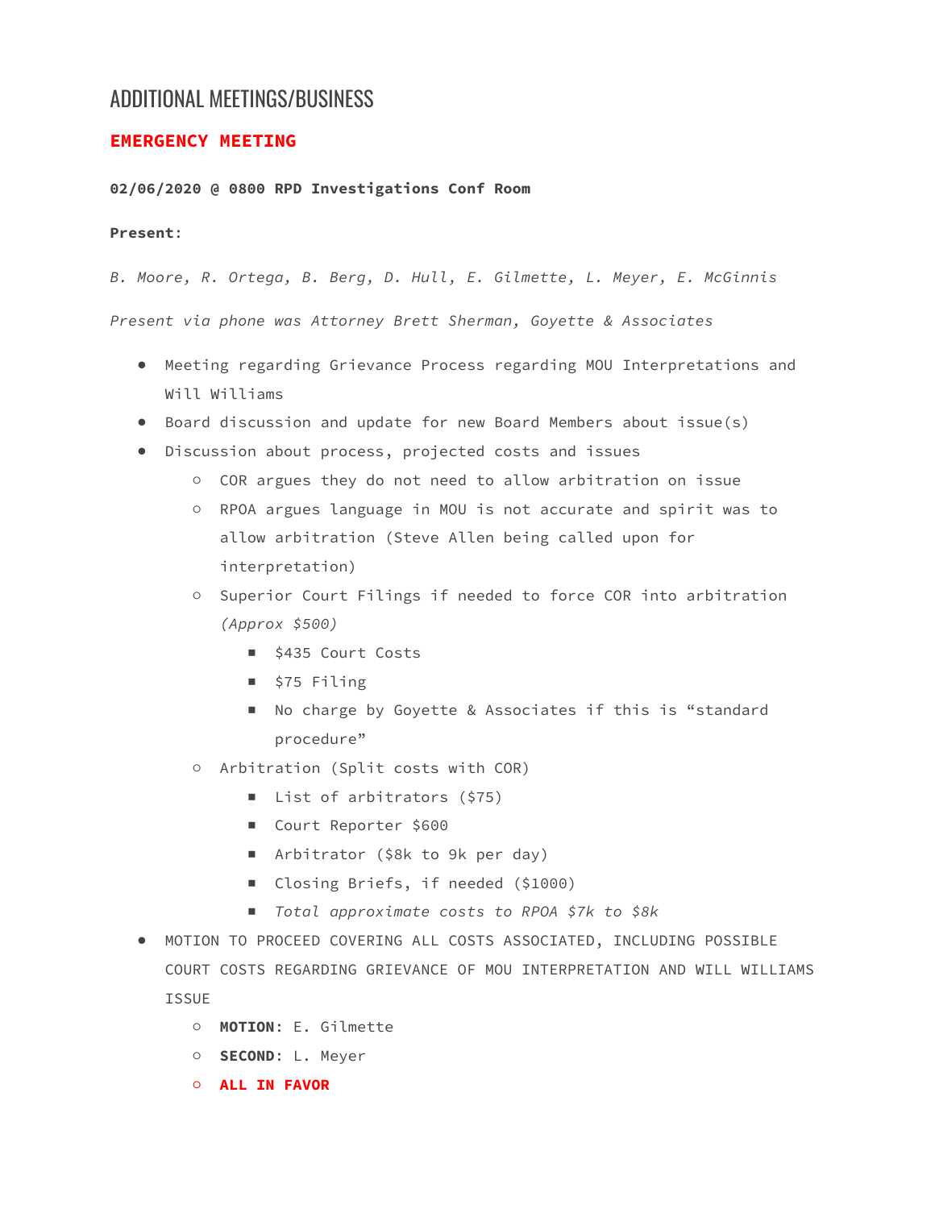# ADDITIONAL MEETINGS/BUSINESS

## EMERGENCY MEETING

**02/06/2020 @ 0800 RPD Investigations Conf Room**

**Present:**

*B. Moore, R. Ortega, B. Berg, D. Hull, E. Gilmette, L. Meyer, E. McGinnis*

*Present via phone was Attorney Brett Sherman, Goyette & Associates*

- Meeting regarding Grievance Process regarding MOU Interpretations and Will Williams
- Board discussion and update for new Board Members about issue(s)
- Discussion about process, projected costs and issues
  - COR argues they do not need to allow arbitration on issue
  - RPOA argues language in MOU is not accurate and spirit was to allow arbitration (Steve Allen being called upon for interpretation)
  - Superior Court Filings if needed to force COR into arbitration *(Approx $500)*
    - $435 Court Costs
    - $75 Filing
    - No charge by Goyette & Associates if this is "standard procedure"
  - Arbitration (Split costs with COR)
    - List of arbitrators ($75)
    - Court Reporter $600
    - Arbitrator ($8k to 9k per day)
    - Closing Briefs, if needed ($1000)
    - *Total approximate costs to RPOA $7k to $8k*
- MOTION TO PROCEED COVERING ALL COSTS ASSOCIATED, INCLUDING POSSIBLE COURT COSTS REGARDING GRIEVANCE OF MOU INTERPRETATION AND WILL WILLIAMS ISSUE
  - **MOTION**: E. Gilmette
  - **SECOND**: L. Meyer
  - **ALL IN FAVOR**